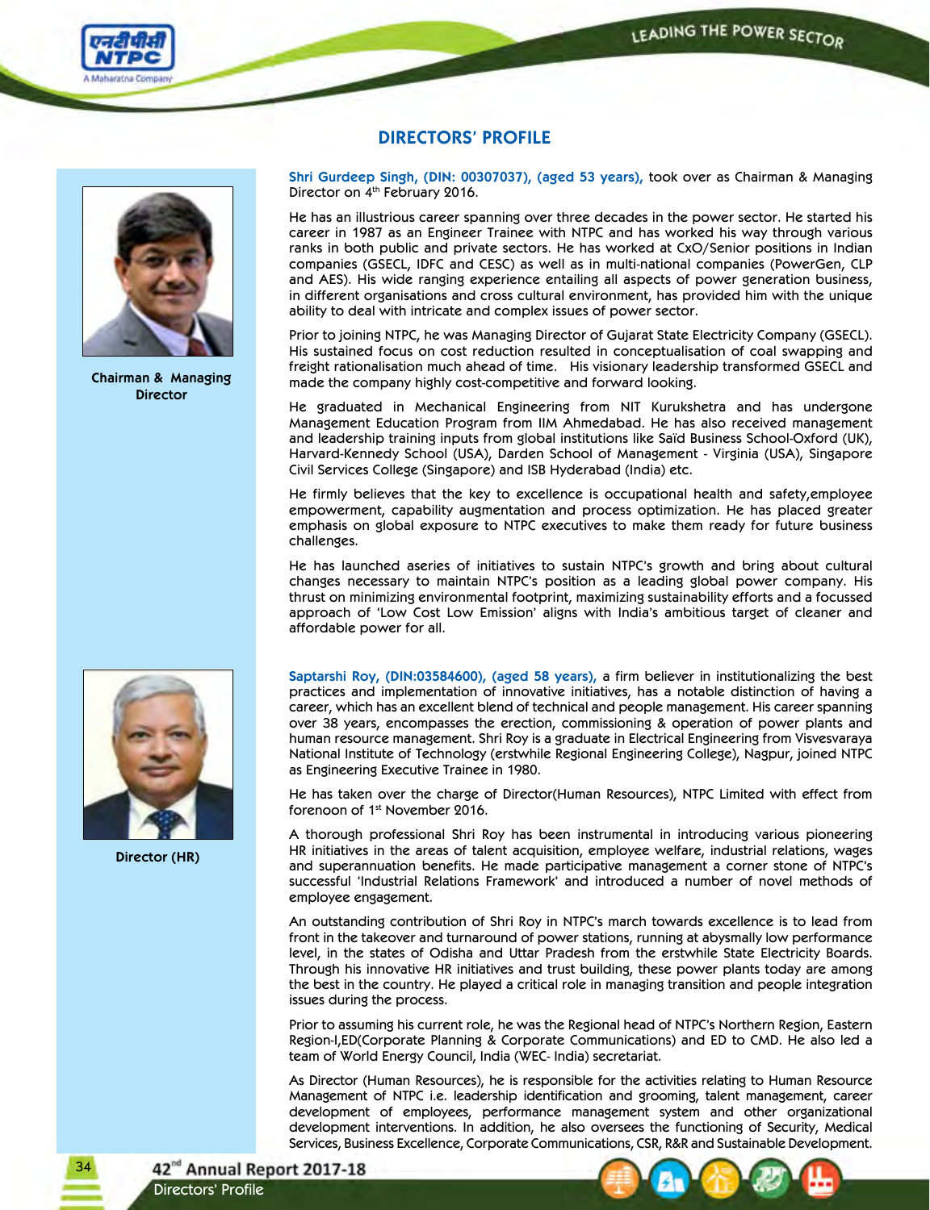# DIRECTORS' PROFILE

**Chairman & Managing Director**

**Shri Gurdeep Singh, (DIN: 00307037), (aged 53 years),** took over as Chairman & Managing Director on 4th February 2016.

He has an illustrious career spanning over three decades in the power sector. He started his career in 1987 as an Engineer Trainee with NTPC and has worked his way through various ranks in both public and private sectors. He has worked at CxO/Senior positions in Indian companies (GSECL, IDFC and CESC) as well as in multi-national companies (PowerGen, CLP and AES). His wide ranging experience entailing all aspects of power generation business, in different organisations and cross cultural environment, has provided him with the unique ability to deal with intricate and complex issues of power sector.

Prior to joining NTPC, he was Managing Director of Gujarat State Electricity Company (GSECL). His sustained focus on cost reduction resulted in conceptualisation of coal swapping and freight rationalisation much ahead of time. His visionary leadership transformed GSECL and made the company highly cost-competitive and forward looking.

He graduated in Mechanical Engineering from NIT Kurukshetra and has undergone Management Education Program from IIM Ahmedabad. He has also received management and leadership training inputs from global institutions like Saïd Business School-Oxford (UK), Harvard-Kennedy School (USA), Darden School of Management - Virginia (USA), Singapore Civil Services College (Singapore) and ISB Hyderabad (India) etc.

He firmly believes that the key to excellence is occupational health and safety,employee empowerment, capability augmentation and process optimization. He has placed greater emphasis on global exposure to NTPC executives to make them ready for future business challenges.

He has launched aseries of initiatives to sustain NTPC's growth and bring about cultural changes necessary to maintain NTPC's position as a leading global power company. His thrust on minimizing environmental footprint, maximizing sustainability efforts and a focussed approach of 'Low Cost Low Emission' aligns with India's ambitious target of cleaner and affordable power for all.

**Director (HR)**

**Saptarshi Roy, (DIN:03584600), (aged 58 years),** a firm believer in institutionalizing the best practices and implementation of innovative initiatives, has a notable distinction of having a career, which has an excellent blend of technical and people management. His career spanning over 38 years, encompasses the erection, commissioning & operation of power plants and human resource management. Shri Roy is a graduate in Electrical Engineering from Visvesvaraya National Institute of Technology (erstwhile Regional Engineering College), Nagpur, joined NTPC as Engineering Executive Trainee in 1980.

He has taken over the charge of Director(Human Resources), NTPC Limited with effect from forenoon of 1st November 2016.

A thorough professional Shri Roy has been instrumental in introducing various pioneering HR initiatives in the areas of talent acquisition, employee welfare, industrial relations, wages and superannuation benefits. He made participative management a corner stone of NTPC's successful 'Industrial Relations Framework' and introduced a number of novel methods of employee engagement.

An outstanding contribution of Shri Roy in NTPC's march towards excellence is to lead from front in the takeover and turnaround of power stations, running at abysmally low performance level, in the states of Odisha and Uttar Pradesh from the erstwhile State Electricity Boards. Through his innovative HR initiatives and trust building, these power plants today are among the best in the country. He played a critical role in managing transition and people integration issues during the process.

Prior to assuming his current role, he was the Regional head of NTPC's Northern Region, Eastern Region-I,ED(Corporate Planning & Corporate Communications) and ED to CMD. He also led a team of World Energy Council, India (WEC- India) secretariat.

As Director (Human Resources), he is responsible for the activities relating to Human Resource Management of NTPC i.e. leadership identification and grooming, talent management, career development of employees, performance management system and other organizational development interventions. In addition, he also oversees the functioning of Security, Medical Services, Business Excellence, Corporate Communications, CSR, R&R and Sustainable Development.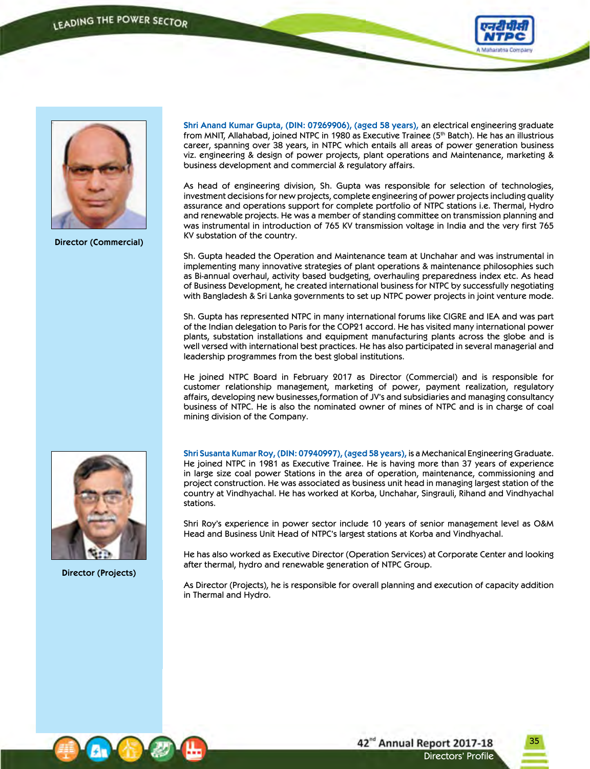**Director (Commercial)**

**Shri Anand Kumar Gupta, (DIN: 07269906), (aged 58 years),** an electrical engineering graduate from MNIT, Allahabad, joined NTPC in 1980 as Executive Trainee (5th Batch). He has an illustrious career, spanning over 38 years, in NTPC which entails all areas of power generation business viz. engineering & design of power projects, plant operations and Maintenance, marketing & business development and commercial & regulatory affairs.

As head of engineering division, Sh. Gupta was responsible for selection of technologies, investment decisions for new projects, complete engineering of power projects including quality assurance and operations support for complete portfolio of NTPC stations i.e. Thermal, Hydro and renewable projects. He was a member of standing committee on transmission planning and was instrumental in introduction of 765 KV transmission voltage in India and the very first 765 KV substation of the country.

Sh. Gupta headed the Operation and Maintenance team at Unchahar and was instrumental in implementing many innovative strategies of plant operations & maintenance philosophies such as Bi-annual overhaul, activity based budgeting, overhauling preparedness index etc. As head of Business Development, he created international business for NTPC by successfully negotiating with Bangladesh & Sri Lanka governments to set up NTPC power projects in joint venture mode.

Sh. Gupta has represented NTPC in many international forums like CIGRE and IEA and was part of the Indian delegation to Paris for the COP21 accord. He has visited many international power plants, substation installations and equipment manufacturing plants across the globe and is well versed with international best practices. He has also participated in several managerial and leadership programmes from the best global institutions.

He joined NTPC Board in February 2017 as Director (Commercial) and is responsible for customer relationship management, marketing of power, payment realization, regulatory affairs, developing new businesses,formation of JV's and subsidiaries and managing consultancy business of NTPC. He is also the nominated owner of mines of NTPC and is in charge of coal mining division of the Company.

**Director (Projects)**

**Shri Susanta Kumar Roy, (DIN: 07940997), (aged 58 years),** is a Mechanical Engineering Graduate. He joined NTPC in 1981 as Executive Trainee. He is having more than 37 years of experience in large size coal power Stations in the area of operation, maintenance, commissioning and project construction. He was associated as business unit head in managing largest station of the country at Vindhyachal. He has worked at Korba, Unchahar, Singrauli, Rihand and Vindhyachal stations.

Shri Roy's experience in power sector include 10 years of senior management level as O&M Head and Business Unit Head of NTPC's largest stations at Korba and Vindhyachal.

He has also worked as Executive Director (Operation Services) at Corporate Center and looking after thermal, hydro and renewable generation of NTPC Group.

As Director (Projects), he is responsible for overall planning and execution of capacity addition in Thermal and Hydro.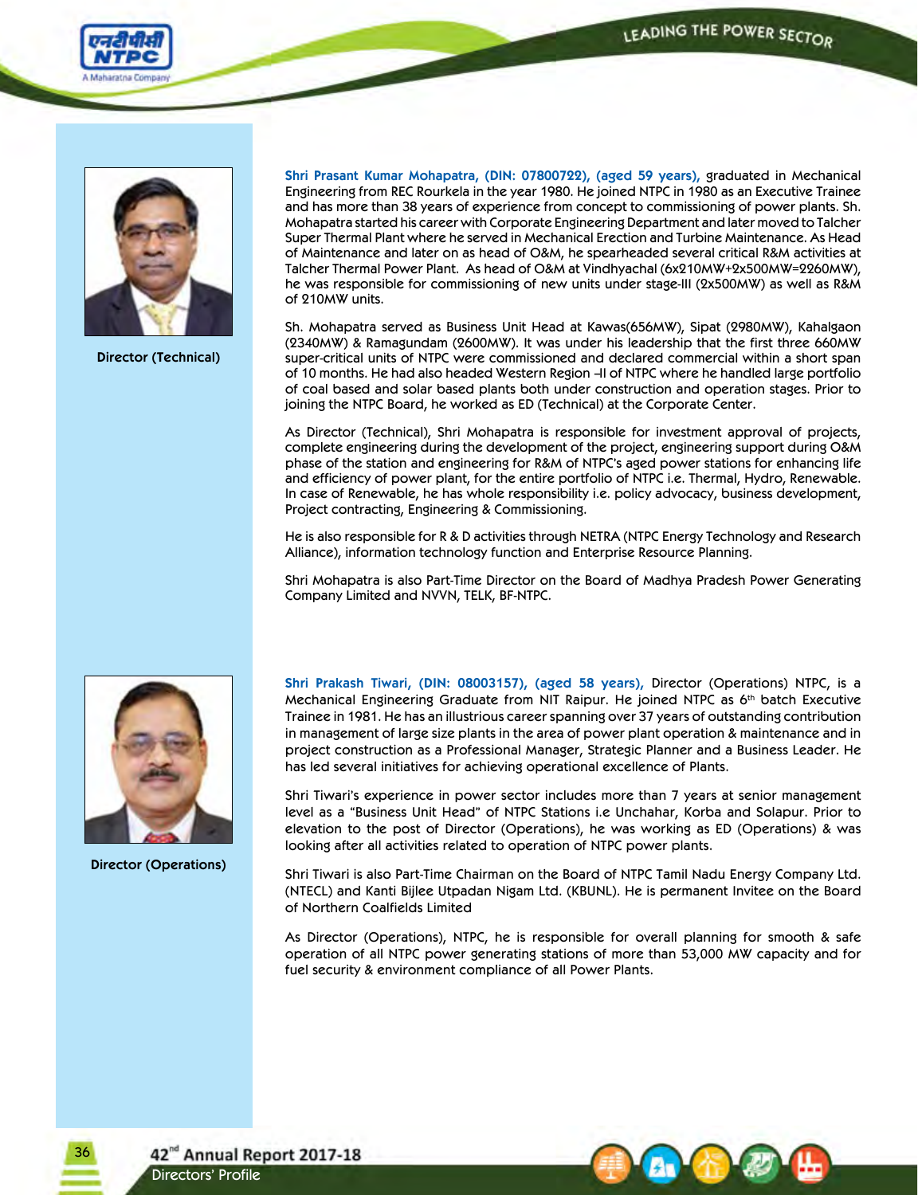**Director (Technical)**

**Shri Prasant Kumar Mohapatra, (DIN: 07800722), (aged 59 years),** graduated in Mechanical Engineering from REC Rourkela in the year 1980. He joined NTPC in 1980 as an Executive Trainee and has more than 38 years of experience from concept to commissioning of power plants. Sh. Mohapatra started his career with Corporate Engineering Department and later moved to Talcher Super Thermal Plant where he served in Mechanical Erection and Turbine Maintenance. As Head of Maintenance and later on as head of O&M, he spearheaded several critical R&M activities at Talcher Thermal Power Plant. As head of O&M at Vindhyachal (6x210MW+2x500MW=2260MW), he was responsible for commissioning of new units under stage-III (2x500MW) as well as R&M of 210MW units.

Sh. Mohapatra served as Business Unit Head at Kawas(656MW), Sipat (2980MW), Kahalgaon (2340MW) & Ramagundam (2600MW). It was under his leadership that the first three 660MW super-critical units of NTPC were commissioned and declared commercial within a short span of 10 months. He had also headed Western Region –II of NTPC where he handled large portfolio of coal based and solar based plants both under construction and operation stages. Prior to joining the NTPC Board, he worked as ED (Technical) at the Corporate Center.

As Director (Technical), Shri Mohapatra is responsible for investment approval of projects, complete engineering during the development of the project, engineering support during O&M phase of the station and engineering for R&M of NTPC's aged power stations for enhancing life and efficiency of power plant, for the entire portfolio of NTPC i.e. Thermal, Hydro, Renewable. In case of Renewable, he has whole responsibility i.e. policy advocacy, business development, Project contracting, Engineering & Commissioning.

He is also responsible for R & D activities through NETRA (NTPC Energy Technology and Research Alliance), information technology function and Enterprise Resource Planning.

Shri Mohapatra is also Part-Time Director on the Board of Madhya Pradesh Power Generating Company Limited and NVVN, TELK, BF-NTPC.

**Director (Operations)**

**Shri Prakash Tiwari, (DIN: 08003157), (aged 58 years),** Director (Operations) NTPC, is a Mechanical Engineering Graduate from NIT Raipur. He joined NTPC as 6th batch Executive Trainee in 1981. He has an illustrious career spanning over 37 years of outstanding contribution in management of large size plants in the area of power plant operation & maintenance and in project construction as a Professional Manager, Strategic Planner and a Business Leader. He has led several initiatives for achieving operational excellence of Plants.

Shri Tiwari's experience in power sector includes more than 7 years at senior management level as a "Business Unit Head" of NTPC Stations i.e Unchahar, Korba and Solapur. Prior to elevation to the post of Director (Operations), he was working as ED (Operations) & was looking after all activities related to operation of NTPC power plants.

Shri Tiwari is also Part-Time Chairman on the Board of NTPC Tamil Nadu Energy Company Ltd. (NTECL) and Kanti Bijlee Utpadan Nigam Ltd. (KBUNL). He is permanent Invitee on the Board of Northern Coalfields Limited

As Director (Operations), NTPC, he is responsible for overall planning for smooth & safe operation of all NTPC power generating stations of more than 53,000 MW capacity and for fuel security & environment compliance of all Power Plants.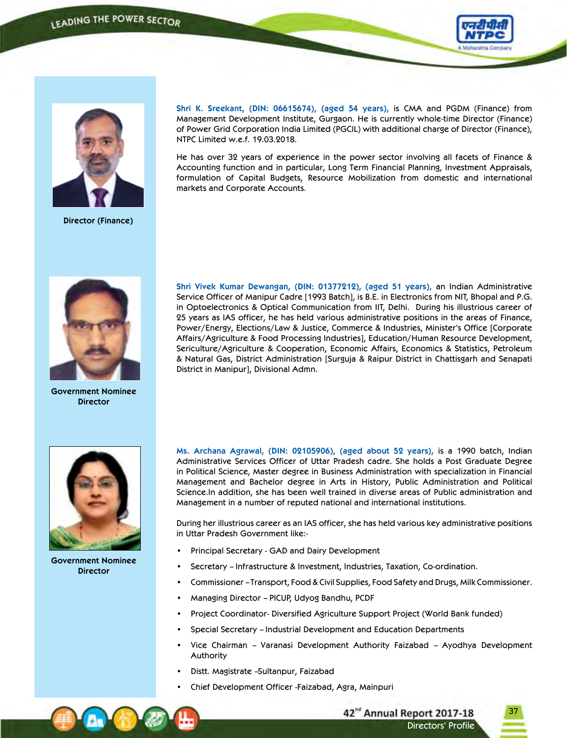**Director (Finance)**

**Shri K. Sreekant, (DIN: 06615674), (aged 54 years),** is CMA and PGDM (Finance) from Management Development Institute, Gurgaon. He is currently whole-time Director (Finance) of Power Grid Corporation India Limited (PGCIL) with additional charge of Director (Finance), NTPC Limited w.e.f. 19.03.2018.

He has over 32 years of experience in the power sector involving all facets of Finance & Accounting function and in particular, Long Term Financial Planning, Investment Appraisals, formulation of Capital Budgets, Resource Mobilization from domestic and international markets and Corporate Accounts.

**Government Nominee Director**

**Shri Vivek Kumar Dewangan, (DIN: 01377212), (aged 51 years),** an Indian Administrative Service Officer of Manipur Cadre [1993 Batch], is B.E. in Electronics from NIT, Bhopal and P.G. in Optoelectronics & Optical Communication from IIT, Delhi. During his illustrious career of 25 years as IAS officer, he has held various administrative positions in the areas of Finance, Power/Energy, Elections/Law & Justice, Commerce & Industries, Minister's Office [Corporate Affairs/Agriculture & Food Processing Industries], Education/Human Resource Development, Sericulture/Agriculture & Cooperation, Economic Affairs, Economics & Statistics, Petroleum & Natural Gas, District Administration [Surguja & Raipur District in Chattisgarh and Senapati District in Manipur], Divisional Admn.

**Government Nominee Director**

**Ms. Archana Agrawal, (DIN: 02105906), (aged about 52 years),** is a 1990 batch, Indian Administrative Services Officer of Uttar Pradesh cadre. She holds a Post Graduate Degree in Political Science, Master degree in Business Administration with specialization in Financial Management and Bachelor degree in Arts in History, Public Administration and Political Science.In addition, she has been well trained in diverse areas of Public administration and Management in a number of reputed national and international institutions.

During her illustrious career as an IAS officer, she has held various key administrative positions in Uttar Pradesh Government like:-

- Principal Secretary - GAD and Dairy Development
- Secretary – Infrastructure & Investment, Industries, Taxation, Co-ordination.
- Commissioner –Transport, Food & Civil Supplies, Food Safety and Drugs, Milk Commissioner.
- Managing Director – PICUP, Udyog Bandhu, PCDF
- Project Coordinator- Diversified Agriculture Support Project (World Bank funded)
- Special Secretary – Industrial Development and Education Departments
- Vice Chairman – Varanasi Development Authority Faizabad – Ayodhya Development Authority
- Distt. Magistrate –Sultanpur, Faizabad
- Chief Development Officer -Faizabad, Agra, Mainpuri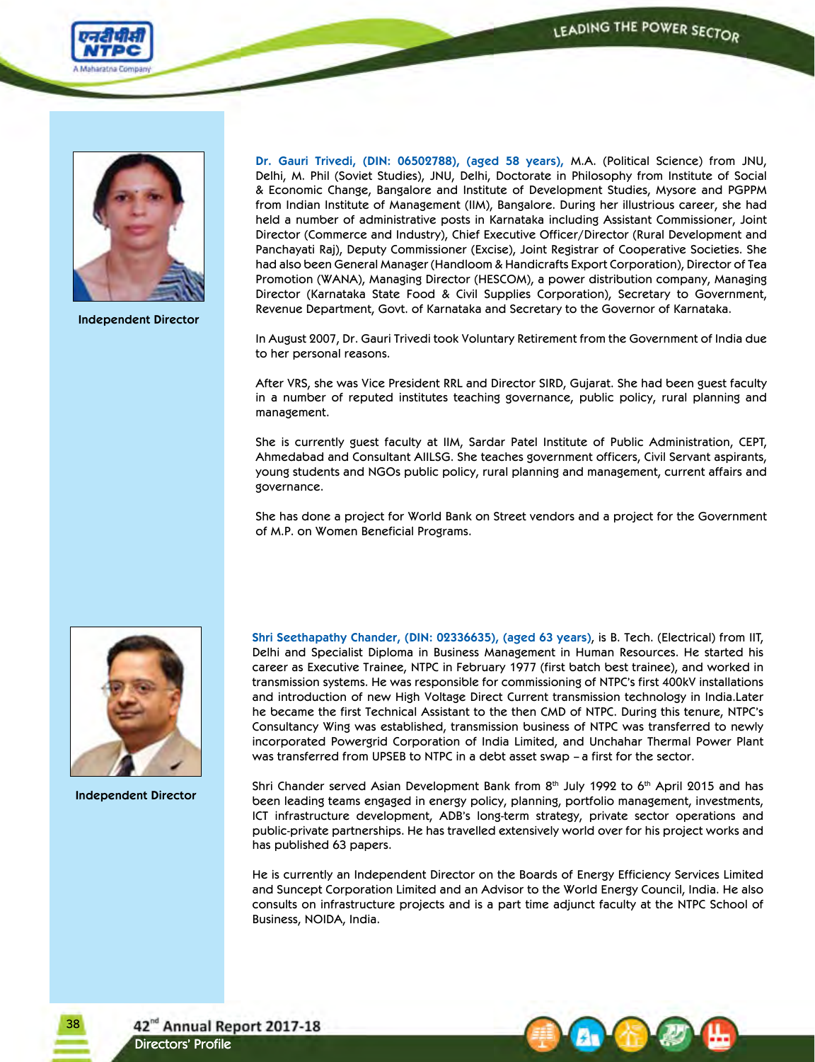**Independent Director**

**Dr. Gauri Trivedi, (DIN: 06502788), (aged 58 years),** M.A. (Political Science) from JNU, Delhi, M. Phil (Soviet Studies), JNU, Delhi, Doctorate in Philosophy from Institute of Social & Economic Change, Bangalore and Institute of Development Studies, Mysore and PGPPM from Indian Institute of Management (IIM), Bangalore. During her illustrious career, she had held a number of administrative posts in Karnataka including Assistant Commissioner, Joint Director (Commerce and Industry), Chief Executive Officer/Director (Rural Development and Panchayati Raj), Deputy Commissioner (Excise), Joint Registrar of Cooperative Societies. She had also been General Manager (Handloom & Handicrafts Export Corporation), Director of Tea Promotion (WANA), Managing Director (HESCOM), a power distribution company, Managing Director (Karnataka State Food & Civil Supplies Corporation), Secretary to Government, Revenue Department, Govt. of Karnataka and Secretary to the Governor of Karnataka.

In August 2007, Dr. Gauri Trivedi took Voluntary Retirement from the Government of India due to her personal reasons.

After VRS, she was Vice President RRL and Director SIRD, Gujarat. She had been guest faculty in a number of reputed institutes teaching governance, public policy, rural planning and management.

She is currently guest faculty at IIM, Sardar Patel Institute of Public Administration, CEPT, Ahmedabad and Consultant AIILSG. She teaches government officers, Civil Servant aspirants, young students and NGOs public policy, rural planning and management, current affairs and governance.

She has done a project for World Bank on Street vendors and a project for the Government of M.P. on Women Beneficial Programs.

**Independent Director**

**Shri Seethapathy Chander, (DIN: 02336635), (aged 63 years)**, is B. Tech. (Electrical) from IIT, Delhi and Specialist Diploma in Business Management in Human Resources. He started his career as Executive Trainee, NTPC in February 1977 (first batch best trainee), and worked in transmission systems. He was responsible for commissioning of NTPC's first 400kV installations and introduction of new High Voltage Direct Current transmission technology in India.Later he became the first Technical Assistant to the then CMD of NTPC. During this tenure, NTPC's Consultancy Wing was established, transmission business of NTPC was transferred to newly incorporated Powergrid Corporation of India Limited, and Unchahar Thermal Power Plant was transferred from UPSEB to NTPC in a debt asset swap – a first for the sector.

Shri Chander served Asian Development Bank from 8th July 1992 to 6th April 2015 and has been leading teams engaged in energy policy, planning, portfolio management, investments, ICT infrastructure development, ADB's long-term strategy, private sector operations and public-private partnerships. He has travelled extensively world over for his project works and has published 63 papers.

He is currently an Independent Director on the Boards of Energy Efficiency Services Limited and Suncept Corporation Limited and an Advisor to the World Energy Council, India. He also consults on infrastructure projects and is a part time adjunct faculty at the NTPC School of Business, NOIDA, India.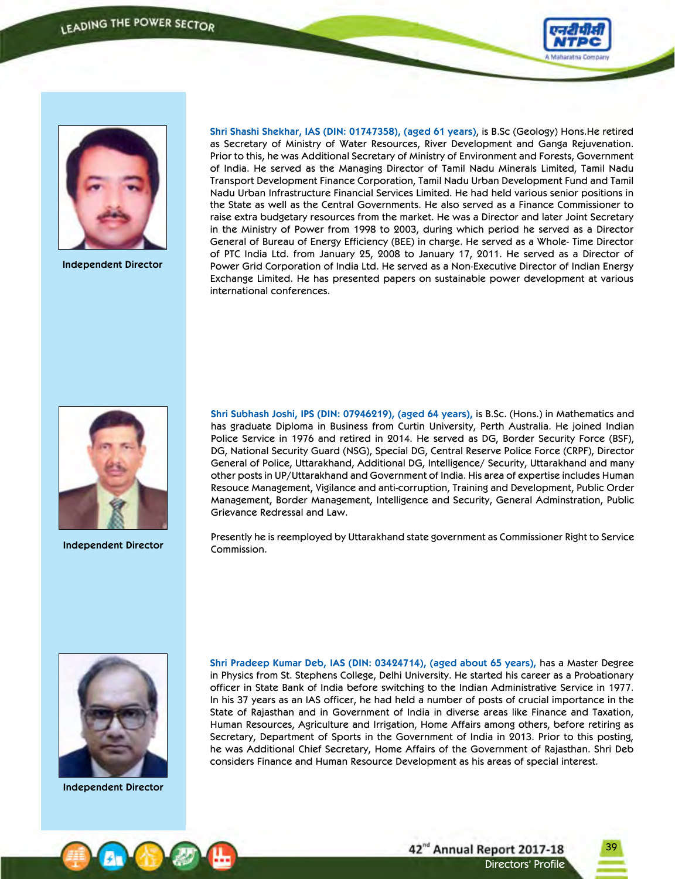**Shri Shashi Shekhar, IAS (DIN: 01747358), (aged 61 years),** is B.Sc (Geology) Hons.He retired as Secretary of Ministry of Water Resources, River Development and Ganga Rejuvenation. Prior to this, he was Additional Secretary of Ministry of Environment and Forests, Government of India. He served as the Managing Director of Tamil Nadu Minerals Limited, Tamil Nadu Transport Development Finance Corporation, Tamil Nadu Urban Development Fund and Tamil Nadu Urban Infrastructure Financial Services Limited. He had held various senior positions in the State as well as the Central Governments. He also served as a Finance Commissioner to raise extra budgetary resources from the market. He was a Director and later Joint Secretary in the Ministry of Power from 1998 to 2003, during which period he served as a Director General of Bureau of Energy Efficiency (BEE) in charge. He served as a Whole- Time Director of PTC India Ltd. from January 25, 2008 to January 17, 2011. He served as a Director of Power Grid Corporation of India Ltd. He served as a Non-Executive Director of Indian Energy Exchange Limited. He has presented papers on sustainable power development at various international conferences.

**Independent Director**

**Shri Subhash Joshi, IPS (DIN: 07946219), (aged 64 years),** is B.Sc. (Hons.) in Mathematics and has graduate Diploma in Business from Curtin University, Perth Australia. He joined Indian Police Service in 1976 and retired in 2014. He served as DG, Border Security Force (BSF), DG, National Security Guard (NSG), Special DG, Central Reserve Police Force (CRPF), Director General of Police, Uttarakhand, Additional DG, Intelligence/ Security, Uttarakhand and many other posts in UP/Uttarakhand and Government of India. His area of expertise includes Human Resouce Management, Vigilance and anti-corruption, Training and Development, Public Order Management, Border Management, Intelligence and Security, General Adminstration, Public Grievance Redressal and Law.

Presently he is reemployed by Uttarakhand state government as Commissioner Right to Service Commission.

**Independent Director**

**Shri Pradeep Kumar Deb, IAS (DIN: 03424714), (aged about 65 years),** has a Master Degree in Physics from St. Stephens College, Delhi University. He started his career as a Probationary officer in State Bank of India before switching to the Indian Administrative Service in 1977. In his 37 years as an IAS officer, he had held a number of posts of crucial importance in the State of Rajasthan and in Government of India in diverse areas like Finance and Taxation, Human Resources, Agriculture and Irrigation, Home Affairs among others, before retiring as Secretary, Department of Sports in the Government of India in 2013. Prior to this posting, he was Additional Chief Secretary, Home Affairs of the Government of Rajasthan. Shri Deb considers Finance and Human Resource Development as his areas of special interest.

**Independent Director**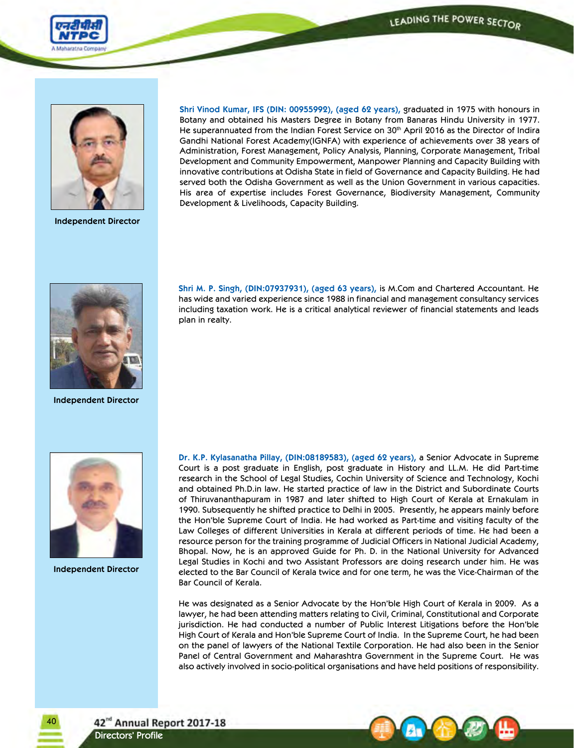Independent Director

**Shri Vinod Kumar, IFS (DIN: 00955992), (aged 62 years),** graduated in 1975 with honours in Botany and obtained his Masters Degree in Botany from Banaras Hindu University in 1977. He superannuated from the Indian Forest Service on 30th April 2016 as the Director of Indira Gandhi National Forest Academy(IGNFA) with experience of achievements over 38 years of Administration, Forest Management, Policy Analysis, Planning, Corporate Management, Tribal Development and Community Empowerment, Manpower Planning and Capacity Building with innovative contributions at Odisha State in field of Governance and Capacity Building. He had served both the Odisha Government as well as the Union Government in various capacities. His area of expertise includes Forest Governance, Biodiversity Management, Community Development & Livelihoods, Capacity Building.

Independent Director

**Shri M. P. Singh, (DIN:07937931), (aged 63 years),** is M.Com and Chartered Accountant. He has wide and varied experience since 1988 in financial and management consultancy services including taxation work. He is a critical analytical reviewer of financial statements and leads plan in realty.

Independent Director

**Dr. K.P. Kylasanatha Pillay, (DIN:08189583), (aged 62 years),** a Senior Advocate in Supreme Court is a post graduate in English, post graduate in History and LL.M. He did Part-time research in the School of Legal Studies, Cochin University of Science and Technology, Kochi and obtained Ph.D.in law. He started practice of law in the District and Subordinate Courts of Thiruvananthapuram in 1987 and later shifted to High Court of Kerala at Ernakulam in 1990. Subsequently he shifted practice to Delhi in 2005. Presently, he appears mainly before the Hon'ble Supreme Court of India. He had worked as Part-time and visiting faculty of the Law Colleges of different Universities in Kerala at different periods of time. He had been a resource person for the training programme of Judicial Officers in National Judicial Academy, Bhopal. Now, he is an approved Guide for Ph. D. in the National University for Advanced Legal Studies in Kochi and two Assistant Professors are doing research under him. He was elected to the Bar Council of Kerala twice and for one term, he was the Vice-Chairman of the Bar Council of Kerala.

He was designated as a Senior Advocate by the Hon'ble High Court of Kerala in 2009. As a lawyer, he had been attending matters relating to Civil, Criminal, Constitutional and Corporate jurisdiction. He had conducted a number of Public Interest Litigations before the Hon'ble High Court of Kerala and Hon'ble Supreme Court of India. In the Supreme Court, he had been on the panel of lawyers of the National Textile Corporation. He had also been in the Senior Panel of Central Government and Maharashtra Government in the Supreme Court. He was also actively involved in socio-political organisations and have held positions of responsibility.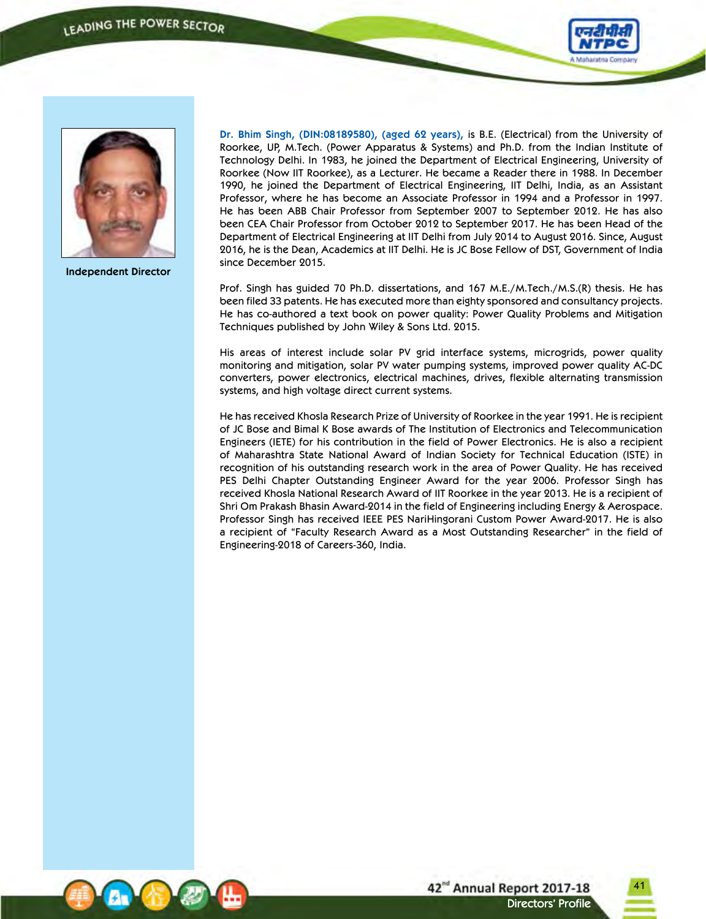**Independent Director**

**Dr. Bhim Singh, (DIN:08189580), (aged 62 years),** is B.E. (Electrical) from the University of Roorkee, UP, M.Tech. (Power Apparatus & Systems) and Ph.D. from the Indian Institute of Technology Delhi. In 1983, he joined the Department of Electrical Engineering, University of Roorkee (Now IIT Roorkee), as a Lecturer. He became a Reader there in 1988. In December 1990, he joined the Department of Electrical Engineering, IIT Delhi, India, as an Assistant Professor, where he has become an Associate Professor in 1994 and a Professor in 1997. He has been ABB Chair Professor from September 2007 to September 2012. He has also been CEA Chair Professor from October 2012 to September 2017. He has been Head of the Department of Electrical Engineering at IIT Delhi from July 2014 to August 2016. Since, August 2016, he is the Dean, Academics at IIT Delhi. He is JC Bose Fellow of DST, Government of India since December 2015.

Prof. Singh has guided 70 Ph.D. dissertations, and 167 M.E./M.Tech./M.S.(R) thesis. He has been filed 33 patents. He has executed more than eighty sponsored and consultancy projects. He has co-authored a text book on power quality: Power Quality Problems and Mitigation Techniques published by John Wiley & Sons Ltd. 2015.

His areas of interest include solar PV grid interface systems, microgrids, power quality monitoring and mitigation, solar PV water pumping systems, improved power quality AC-DC converters, power electronics, electrical machines, drives, flexible alternating transmission systems, and high voltage direct current systems.

He has received Khosla Research Prize of University of Roorkee in the year 1991. He is recipient of JC Bose and Bimal K Bose awards of The Institution of Electronics and Telecommunication Engineers (IETE) for his contribution in the field of Power Electronics. He is also a recipient of Maharashtra State National Award of Indian Society for Technical Education (ISTE) in recognition of his outstanding research work in the area of Power Quality. He has received PES Delhi Chapter Outstanding Engineer Award for the year 2006. Professor Singh has received Khosla National Research Award of IIT Roorkee in the year 2013. He is a recipient of Shri Om Prakash Bhasin Award-2014 in the field of Engineering including Energy & Aerospace. Professor Singh has received IEEE PES NariHingorani Custom Power Award-2017. He is also a recipient of "Faculty Research Award as a Most Outstanding Researcher" in the field of Engineering-2018 of Careers-360, India.